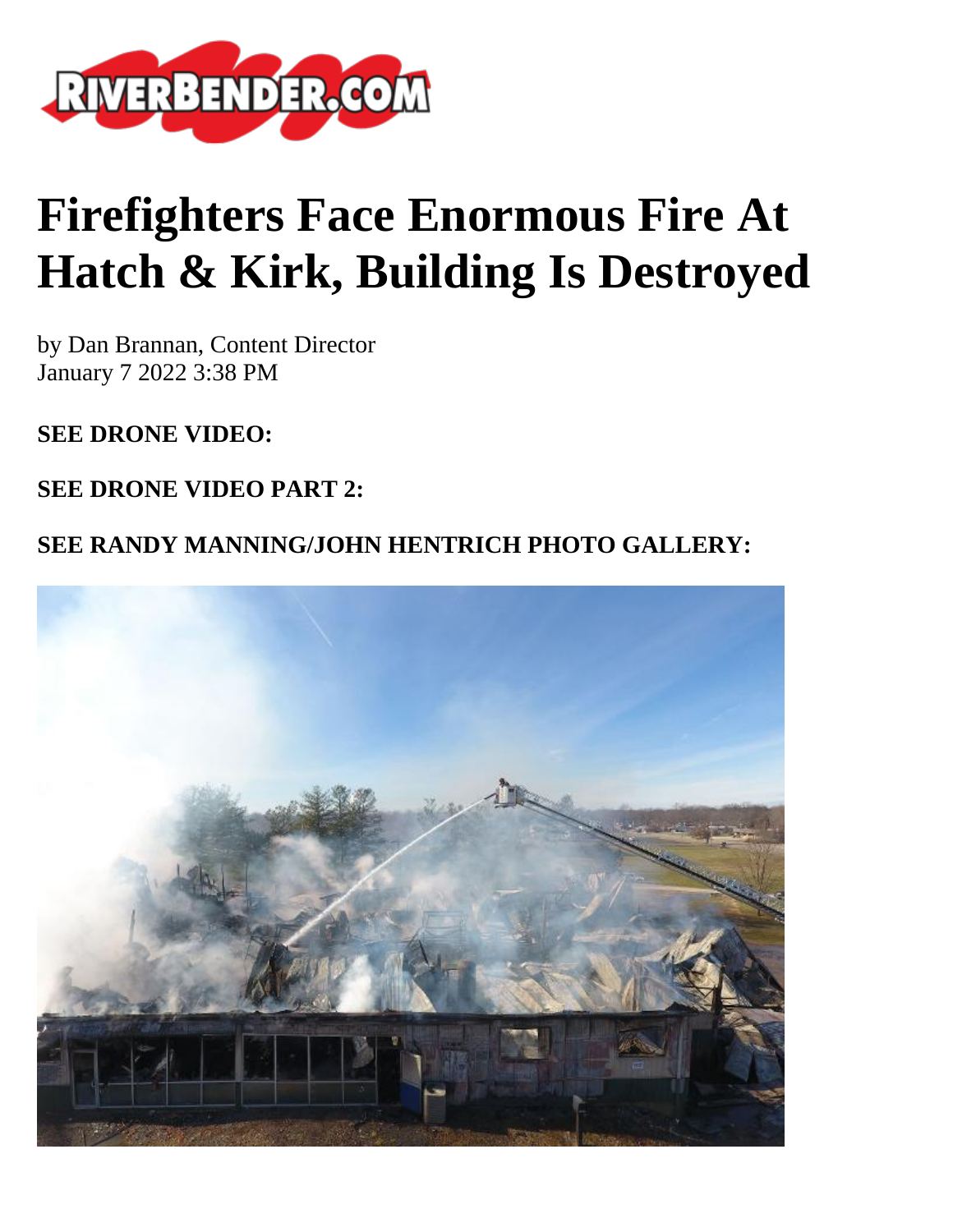# Firefighters Face Enormous Fire At Hatch & Kirk, Building Is Destroyed

by Dan Brannan, Content Director
January 7 2022 3:38 PM

**SEE DRONE VIDEO:**

**SEE DRONE VIDEO PART 2:**

**SEE RANDY MANNING/JOHN HENTRICH PHOTO GALLERY:**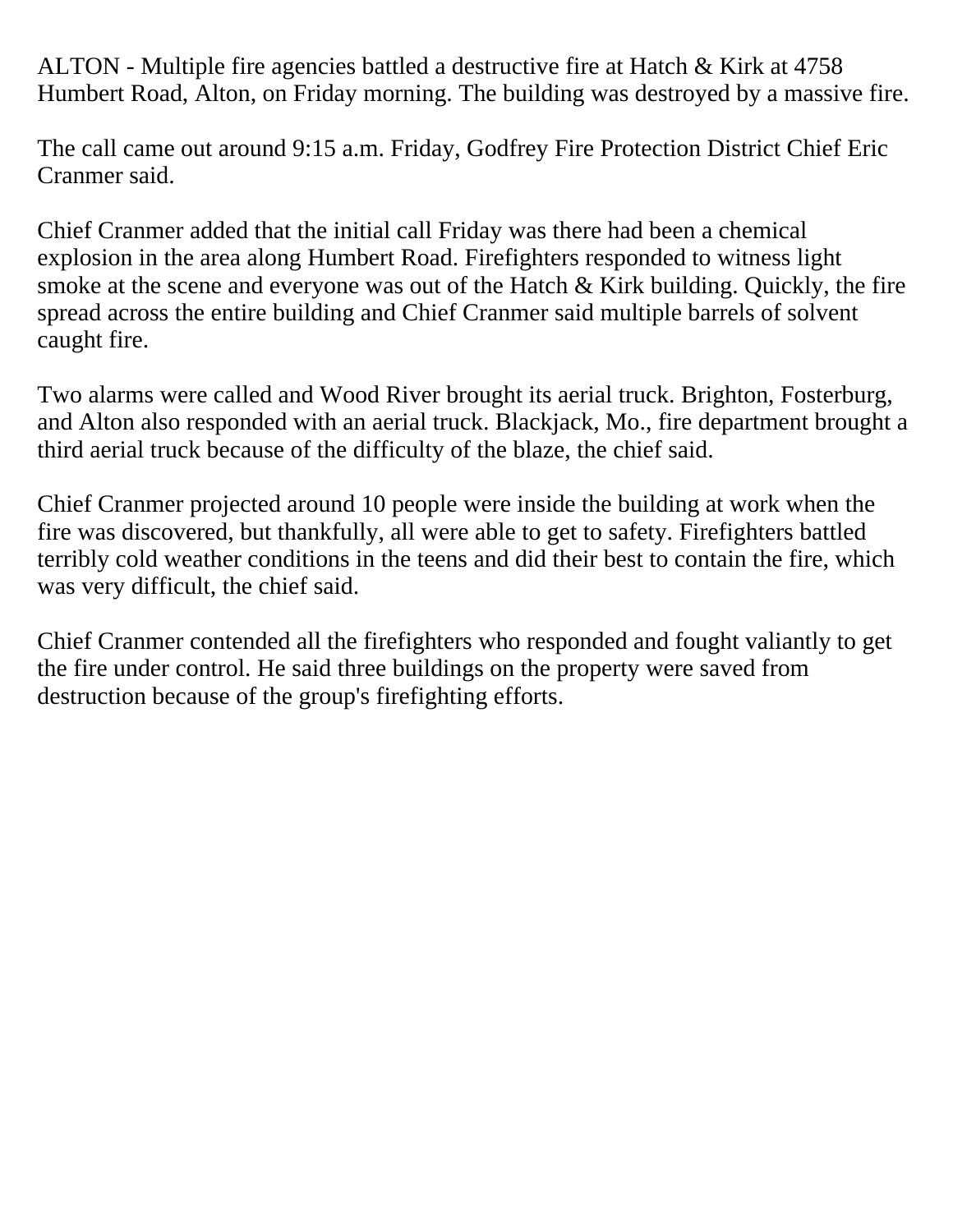ALTON - Multiple fire agencies battled a destructive fire at Hatch & Kirk at 4758 Humbert Road, Alton, on Friday morning. The building was destroyed by a massive fire.

The call came out around 9:15 a.m. Friday, Godfrey Fire Protection District Chief Eric Cranmer said.

Chief Cranmer added that the initial call Friday was there had been a chemical explosion in the area along Humbert Road. Firefighters responded to witness light smoke at the scene and everyone was out of the Hatch & Kirk building. Quickly, the fire spread across the entire building and Chief Cranmer said multiple barrels of solvent caught fire.

Two alarms were called and Wood River brought its aerial truck. Brighton, Fosterburg, and Alton also responded with an aerial truck. Blackjack, Mo., fire department brought a third aerial truck because of the difficulty of the blaze, the chief said.

Chief Cranmer projected around 10 people were inside the building at work when the fire was discovered, but thankfully, all were able to get to safety. Firefighters battled terribly cold weather conditions in the teens and did their best to contain the fire, which was very difficult, the chief said.

Chief Cranmer contended all the firefighters who responded and fought valiantly to get the fire under control. He said three buildings on the property were saved from destruction because of the group's firefighting efforts.